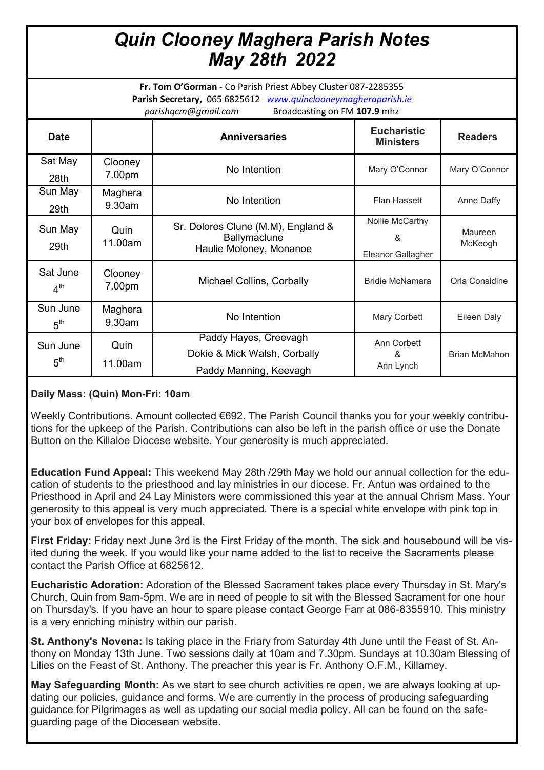# *Quin Clooney Maghera Parish Notes May 28th 2022*

**Fr. Tom O'Gorman** - Co Parish Priest Abbey Cluster 087-2285355
**Parish Secretary,** 065 6825612 *www.quinclooneymagheraparish.ie*
*parishqcm@gmail.com* Broadcasting on FM **107.9** mhz

| Date | | Anniversaries | Eucharistic Ministers | Readers |
|---|---|---|---|---|
| Sat May 28th | Clooney 7.00pm | No Intention | Mary O'Connor | Mary O'Connor |
| Sun May 29th | Maghera 9.30am | No Intention | Flan Hassett | Anne Daffy |
| Sun May 29th | Quin 11.00am | Sr. Dolores Clune (M.M), England & Ballymaclune<br>Haulie Moloney, Monanoe | Nollie McCarthy<br>&<br>Eleanor Gallagher | Maureen McKeogh |
| Sat June 4th | Clooney 7.00pm | Michael Collins, Corbally | Bridie McNamara | Orla Considine |
| Sun June 5th | Maghera 9.30am | No Intention | Mary Corbett | Eileen Daly |
| Sun June 5th | Quin 11.00am | Paddy Hayes, Creevagh<br>Dokie & Mick Walsh, Corbally<br>Paddy Manning, Keevagh | Ann Corbett<br>&<br>Ann Lynch | Brian McMahon |

**Daily Mass: (Quin) Mon-Fri: 10am**

Weekly Contributions. Amount collected €692. The Parish Council thanks you for your weekly contributions for the upkeep of the Parish. Contributions can also be left in the parish office or use the Donate Button on the Killaloe Diocese website. Your generosity is much appreciated.

**Education Fund Appeal:** This weekend May 28th /29th May we hold our annual collection for the education of students to the priesthood and lay ministries in our diocese. Fr. Antun was ordained to the Priesthood in April and 24 Lay Ministers were commissioned this year at the annual Chrism Mass. Your generosity to this appeal is very much appreciated. There is a special white envelope with pink top in your box of envelopes for this appeal.

**First Friday:** Friday next June 3rd is the First Friday of the month. The sick and housebound will be visited during the week. If you would like your name added to the list to receive the Sacraments please contact the Parish Office at 6825612.

**Eucharistic Adoration:** Adoration of the Blessed Sacrament takes place every Thursday in St. Mary's Church, Quin from 9am-5pm. We are in need of people to sit with the Blessed Sacrament for one hour on Thursday's. If you have an hour to spare please contact George Farr at 086-8355910. This ministry is a very enriching ministry within our parish.

**St. Anthony's Novena:** Is taking place in the Friary from Saturday 4th June until the Feast of St. Anthony on Monday 13th June. Two sessions daily at 10am and 7.30pm. Sundays at 10.30am Blessing of Lilies on the Feast of St. Anthony. The preacher this year is Fr. Anthony O.F.M., Killarney.

**May Safeguarding Month:** As we start to see church activities re open, we are always looking at updating our policies, guidance and forms. We are currently in the process of producing safeguarding guidance for Pilgrimages as well as updating our social media policy. All can be found on the safeguarding page of the Diocesan website.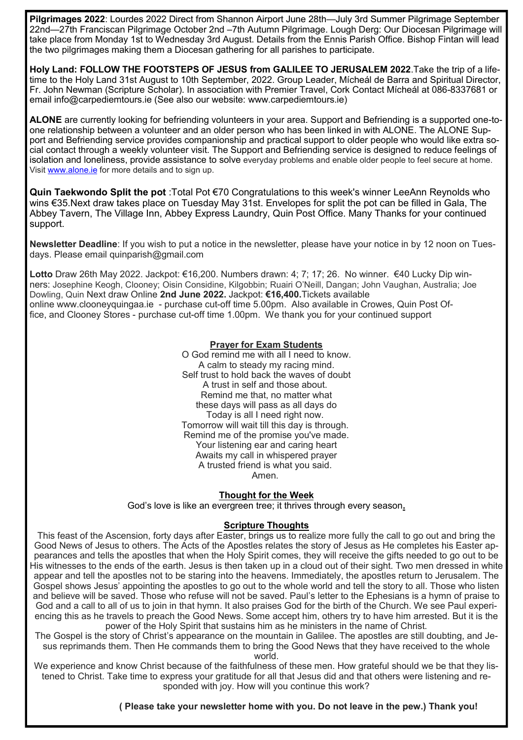**Pilgrimages 2022**: Lourdes 2022 Direct from Shannon Airport June 28th—July 3rd Summer Pilgrimage September 22nd—27th Franciscan Pilgrimage October 2nd –7th Autumn Pilgrimage. Lough Derg: Our Diocesan Pilgrimage will take place from Monday 1st to Wednesday 3rd August. Details from the Ennis Parish Office. Bishop Fintan will lead the two pilgrimages making them a Diocesan gathering for all parishes to participate.

**Holy Land: FOLLOW THE FOOTSTEPS OF JESUS from GALILEE TO JERUSALEM 2022**.Take the trip of a lifetime to the Holy Land 31st August to 10th September, 2022. Group Leader, Mícheál de Barra and Spiritual Director, Fr. John Newman (Scripture Scholar). In association with Premier Travel, Cork Contact Mícheál at 086-8337681 or email info@carpediemtours.ie (See also our website: www.carpediemtours.ie)

**ALONE** are currently looking for befriending volunteers in your area. Support and Befriending is a supported one-to-one relationship between a volunteer and an older person who has been linked in with ALONE. The ALONE Support and Befriending service provides companionship and practical support to older people who would like extra social contact through a weekly volunteer visit. The Support and Befriending service is designed to reduce feelings of isolation and loneliness, provide assistance to solve everyday problems and enable older people to feel secure at home. Visit www.alone.ie for more details and to sign up.

**Quin Taekwondo Split the pot** :Total Pot €70 Congratulations to this week's winner LeeAnn Reynolds who wins €35.Next draw takes place on Tuesday May 31st. Envelopes for split the pot can be filled in Gala, The Abbey Tavern, The Village Inn, Abbey Express Laundry, Quin Post Office. Many Thanks for your continued support.

**Newsletter Deadline**: If you wish to put a notice in the newsletter, please have your notice in by 12 noon on Tuesdays. Please email quinparish@gmail.com

**Lotto** Draw 26th May 2022. Jackpot: €16,200. Numbers drawn: 4; 7; 17; 26. No winner. €40 Lucky Dip winners: Josephine Keogh, Clooney; Oisin Considine, Kilgobbin; Ruairi O'Neill, Dangan; John Vaughan, Australia; Joe Dowling, Quin Next draw Online **2nd June 2022.** Jackpot: **€16,400.**Tickets available online www.clooneyquingaa.ie - purchase cut-off time 5.00pm. Also available in Crowes, Quin Post Office, and Clooney Stores - purchase cut-off time 1.00pm. We thank you for your continued support

## Prayer for Exam Students

O God remind me with all I need to know.  
A calm to steady my racing mind.  
Self trust to hold back the waves of doubt  
A trust in self and those about.  
Remind me that, no matter what  
these days will pass as all days do  
Today is all I need right now.  
Tomorrow will wait till this day is through.  
Remind me of the promise you've made.  
Your listening ear and caring heart  
Awaits my call in whispered prayer  
A trusted friend is what you said.  
Amen.

## Thought for the Week

God's love is like an evergreen tree; it thrives through every season.

## Scripture Thoughts

This feast of the Ascension, forty days after Easter, brings us to realize more fully the call to go out and bring the Good News of Jesus to others. The Acts of the Apostles relates the story of Jesus as He completes his Easter appearances and tells the apostles that when the Holy Spirit comes, they will receive the gifts needed to go out to be His witnesses to the ends of the earth. Jesus is then taken up in a cloud out of their sight. Two men dressed in white appear and tell the apostles not to be staring into the heavens. Immediately, the apostles return to Jerusalem. The Gospel shows Jesus' appointing the apostles to go out to the whole world and tell the story to all. Those who listen and believe will be saved. Those who refuse will not be saved. Paul's letter to the Ephesians is a hymn of praise to God and a call to all of us to join in that hymn. It also praises God for the birth of the Church. We see Paul experiencing this as he travels to preach the Good News. Some accept him, others try to have him arrested. But it is the power of the Holy Spirit that sustains him as he ministers in the name of Christ.

The Gospel is the story of Christ's appearance on the mountain in Galilee. The apostles are still doubting, and Jesus reprimands them. Then He commands them to bring the Good News that they have received to the whole world.

We experience and know Christ because of the faithfulness of these men. How grateful should we be that they listened to Christ. Take time to express your gratitude for all that Jesus did and that others were listening and responded with joy. How will you continue this work?

**( Please take your newsletter home with you. Do not leave in the pew.) Thank you!**